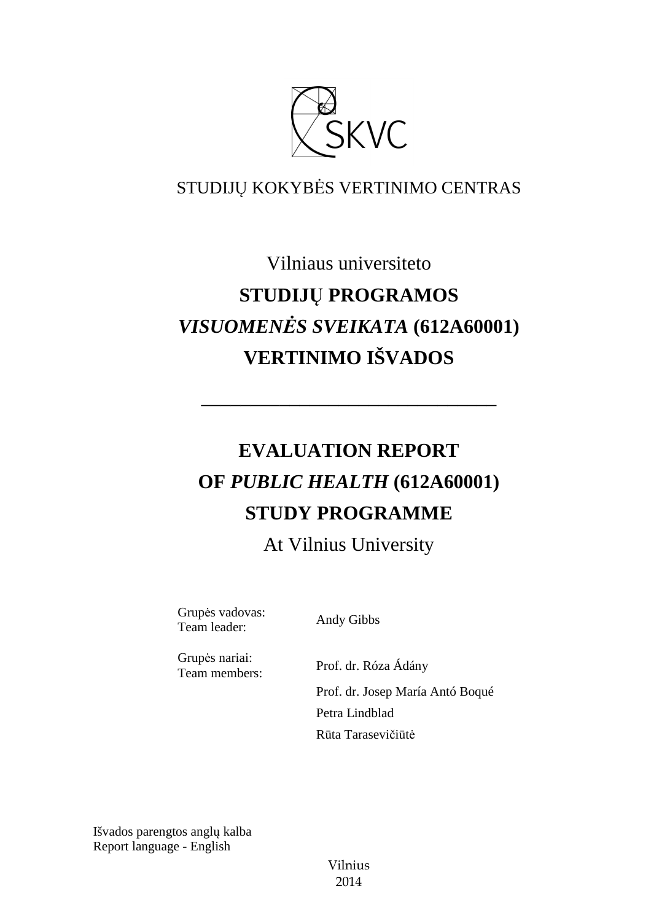SKVC

STUDIJŲ KOKYBĖS VERTINIMO CENTRAS

Vilniaus universiteto

**STUDIJŲ PROGRAMOS**

***VISUOMENĖS SVEIKATA* (612A60001)**

**VERTINIMO IŠVADOS**

\_\_\_\_\_\_\_\_\_\_\_\_\_\_\_\_\_\_\_\_\_\_\_\_\_\_\_\_\_\_\_\_\_\_

**EVALUATION REPORT**

**OF *PUBLIC HEALTH* (612A60001)**

**STUDY PROGRAMME**

At Vilnius University

| | |
|---|---|
| Grupės vadovas:<br>Team leader: | Andy Gibbs |
| Grupės nariai:<br>Team members: | Prof. dr. Róza Ádány |
| | Prof. dr. Josep María Antó Boqué |
| | Petra Lindblad |
| | Rūta Tarasevičiūtė |

Išvados parengtos anglų kalba
Report language - English

Vilnius
2014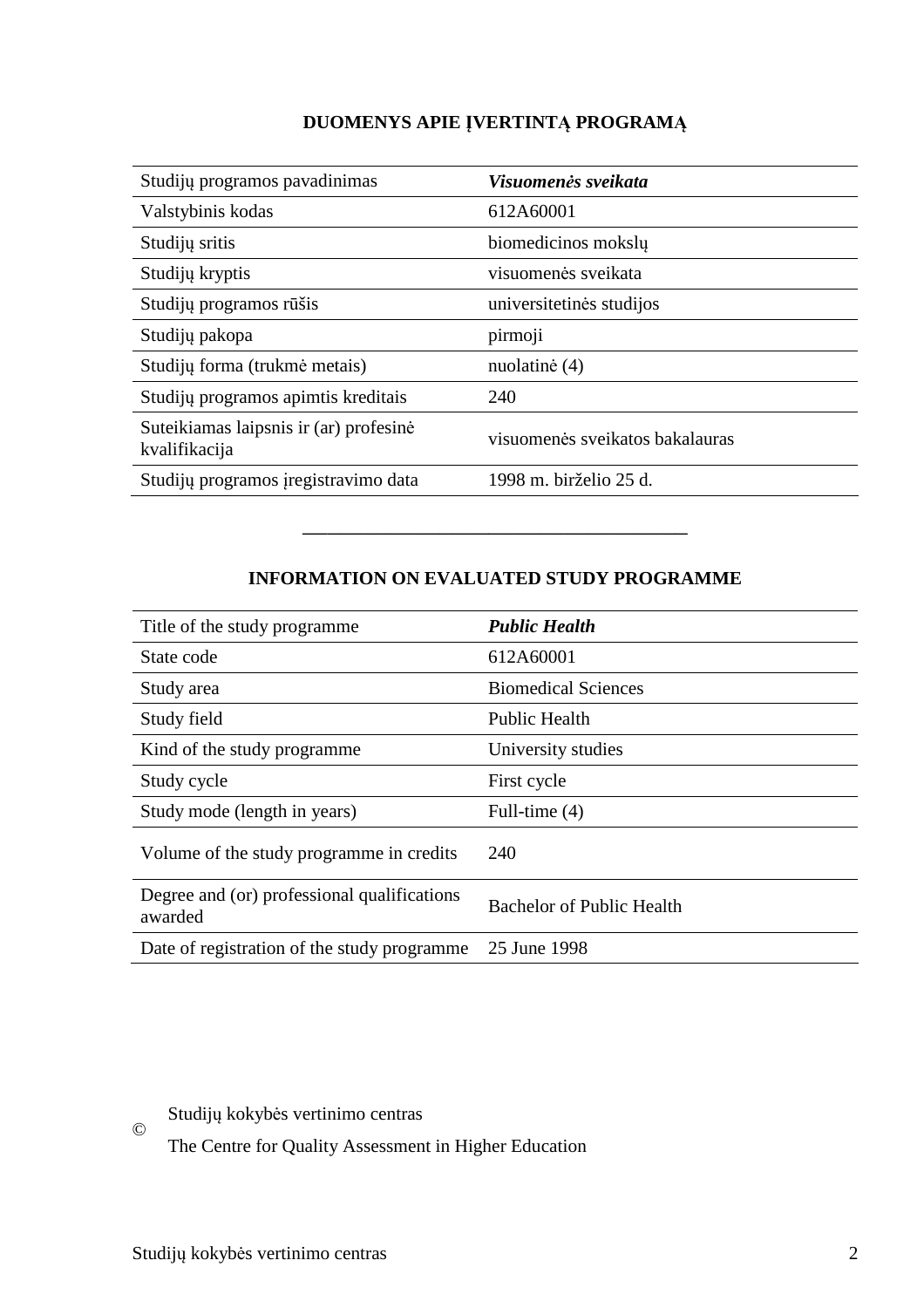## DUOMENYS APIE ĮVERTINTĄ PROGRAMĄ

| | |
|---|---|
| Studijų programos pavadinimas | ***Visuomenės sveikata*** |
| Valstybinis kodas | 612A60001 |
| Studijų sritis | biomedicinos mokslų |
| Studijų kryptis | visuomenės sveikata |
| Studijų programos rūšis | universitetinės studijos |
| Studijų pakopa | pirmoji |
| Studijų forma (trukmė metais) | nuolatinė (4) |
| Studijų programos apimtis kreditais | 240 |
| Suteikiamas laipsnis ir (ar) profesinė kvalifikacija | visuomenės sveikatos bakalauras |
| Studijų programos įregistravimo data | 1998 m. birželio 25 d. |

---

## INFORMATION ON EVALUATED STUDY PROGRAMME

| | |
|---|---|
| Title of the study programme | ***Public Health*** |
| State code | 612A60001 |
| Study area | Biomedical Sciences |
| Study field | Public Health |
| Kind of the study programme | University studies |
| Study cycle | First cycle |
| Study mode (length in years) | Full-time (4) |
| Volume of the study programme in credits | 240 |
| Degree and (or) professional qualifications awarded | Bachelor of Public Health |
| Date of registration of the study programme | 25 June 1998 |

© Studijų kokybės vertinimo centras
The Centre for Quality Assessment in Higher Education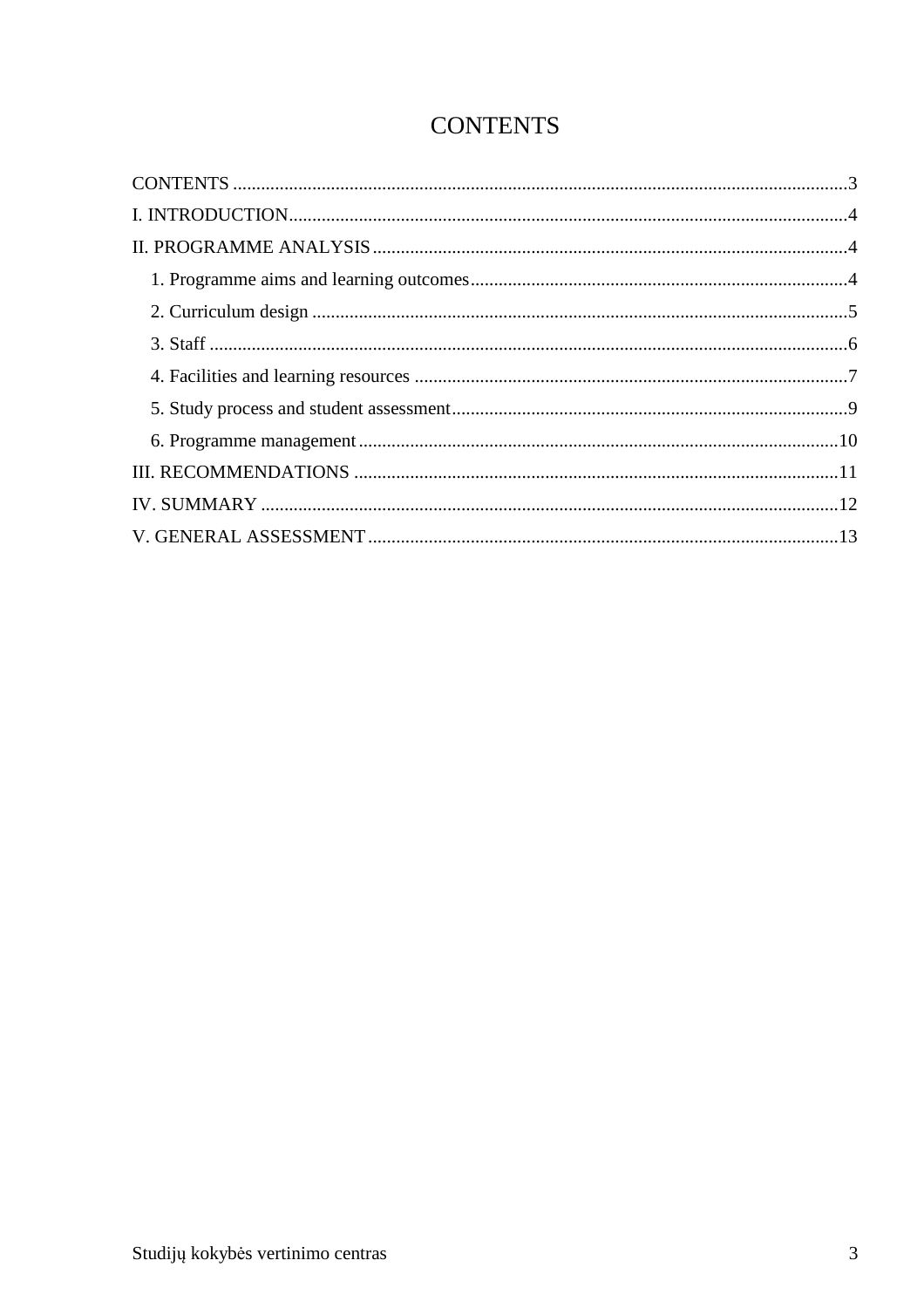# CONTENTS

CONTENTS ..................................................................................................................................3
I. INTRODUCTION........................................................................................................................4
II. PROGRAMME ANALYSIS.......................................................................................................4
 1. Programme aims and learning outcomes..................................................................................4
 2. Curriculum design ....................................................................................................................5
 3. Staff ..........................................................................................................................................6
 4. Facilities and learning resources ..............................................................................................7
 5. Study process and student assessment......................................................................................9
 6. Programme management ........................................................................................................10
III. RECOMMENDATIONS ........................................................................................................11
IV. SUMMARY ............................................................................................................................12
V. GENERAL ASSESSMENT .....................................................................................................13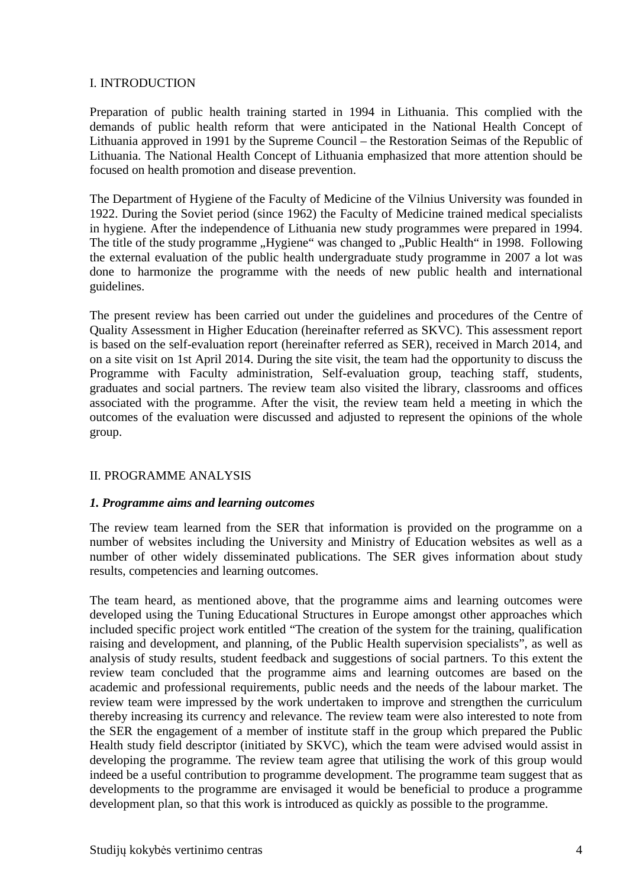## I. INTRODUCTION

Preparation of public health training started in 1994 in Lithuania. This complied with the demands of public health reform that were anticipated in the National Health Concept of Lithuania approved in 1991 by the Supreme Council – the Restoration Seimas of the Republic of Lithuania. The National Health Concept of Lithuania emphasized that more attention should be focused on health promotion and disease prevention.

The Department of Hygiene of the Faculty of Medicine of the Vilnius University was founded in 1922. During the Soviet period (since 1962) the Faculty of Medicine trained medical specialists in hygiene. After the independence of Lithuania new study programmes were prepared in 1994. The title of the study programme „Hygiene" was changed to „Public Health" in 1998. Following the external evaluation of the public health undergraduate study programme in 2007 a lot was done to harmonize the programme with the needs of new public health and international guidelines.

The present review has been carried out under the guidelines and procedures of the Centre of Quality Assessment in Higher Education (hereinafter referred as SKVC). This assessment report is based on the self-evaluation report (hereinafter referred as SER), received in March 2014, and on a site visit on 1st April 2014. During the site visit, the team had the opportunity to discuss the Programme with Faculty administration, Self-evaluation group, teaching staff, students, graduates and social partners. The review team also visited the library, classrooms and offices associated with the programme. After the visit, the review team held a meeting in which the outcomes of the evaluation were discussed and adjusted to represent the opinions of the whole group.

## II. PROGRAMME ANALYSIS

### *1. Programme aims and learning outcomes*

The review team learned from the SER that information is provided on the programme on a number of websites including the University and Ministry of Education websites as well as a number of other widely disseminated publications. The SER gives information about study results, competencies and learning outcomes.

The team heard, as mentioned above, that the programme aims and learning outcomes were developed using the Tuning Educational Structures in Europe amongst other approaches which included specific project work entitled "The creation of the system for the training, qualification raising and development, and planning, of the Public Health supervision specialists", as well as analysis of study results, student feedback and suggestions of social partners. To this extent the review team concluded that the programme aims and learning outcomes are based on the academic and professional requirements, public needs and the needs of the labour market. The review team were impressed by the work undertaken to improve and strengthen the curriculum thereby increasing its currency and relevance. The review team were also interested to note from the SER the engagement of a member of institute staff in the group which prepared the Public Health study field descriptor (initiated by SKVC), which the team were advised would assist in developing the programme. The review team agree that utilising the work of this group would indeed be a useful contribution to programme development. The programme team suggest that as developments to the programme are envisaged it would be beneficial to produce a programme development plan, so that this work is introduced as quickly as possible to the programme.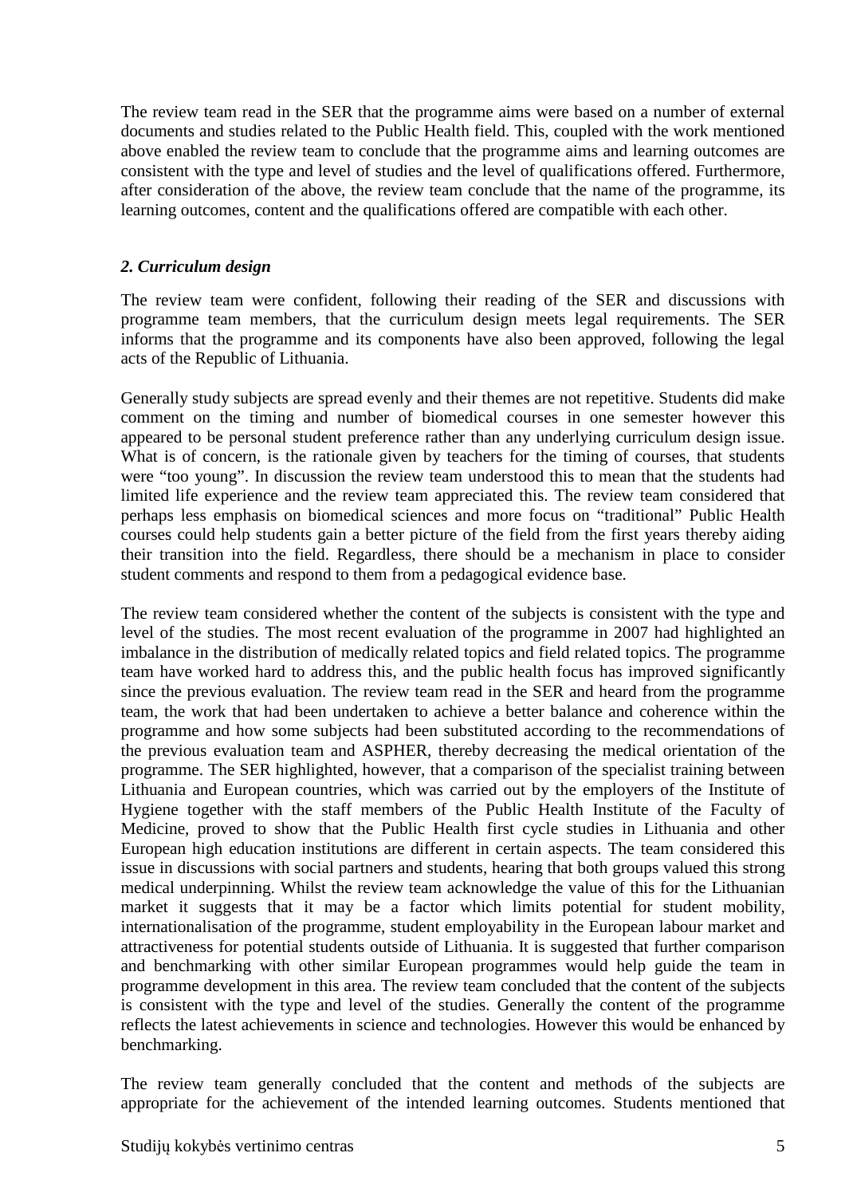The review team read in the SER that the programme aims were based on a number of external documents and studies related to the Public Health field. This, coupled with the work mentioned above enabled the review team to conclude that the programme aims and learning outcomes are consistent with the type and level of studies and the level of qualifications offered. Furthermore, after consideration of the above, the review team conclude that the name of the programme, its learning outcomes, content and the qualifications offered are compatible with each other.

### *2. Curriculum design*

The review team were confident, following their reading of the SER and discussions with programme team members, that the curriculum design meets legal requirements. The SER informs that the programme and its components have also been approved, following the legal acts of the Republic of Lithuania.

Generally study subjects are spread evenly and their themes are not repetitive. Students did make comment on the timing and number of biomedical courses in one semester however this appeared to be personal student preference rather than any underlying curriculum design issue. What is of concern, is the rationale given by teachers for the timing of courses, that students were "too young". In discussion the review team understood this to mean that the students had limited life experience and the review team appreciated this. The review team considered that perhaps less emphasis on biomedical sciences and more focus on "traditional" Public Health courses could help students gain a better picture of the field from the first years thereby aiding their transition into the field. Regardless, there should be a mechanism in place to consider student comments and respond to them from a pedagogical evidence base.

The review team considered whether the content of the subjects is consistent with the type and level of the studies. The most recent evaluation of the programme in 2007 had highlighted an imbalance in the distribution of medically related topics and field related topics. The programme team have worked hard to address this, and the public health focus has improved significantly since the previous evaluation. The review team read in the SER and heard from the programme team, the work that had been undertaken to achieve a better balance and coherence within the programme and how some subjects had been substituted according to the recommendations of the previous evaluation team and ASPHER, thereby decreasing the medical orientation of the programme. The SER highlighted, however, that a comparison of the specialist training between Lithuania and European countries, which was carried out by the employers of the Institute of Hygiene together with the staff members of the Public Health Institute of the Faculty of Medicine, proved to show that the Public Health first cycle studies in Lithuania and other European high education institutions are different in certain aspects. The team considered this issue in discussions with social partners and students, hearing that both groups valued this strong medical underpinning. Whilst the review team acknowledge the value of this for the Lithuanian market it suggests that it may be a factor which limits potential for student mobility, internationalisation of the programme, student employability in the European labour market and attractiveness for potential students outside of Lithuania. It is suggested that further comparison and benchmarking with other similar European programmes would help guide the team in programme development in this area. The review team concluded that the content of the subjects is consistent with the type and level of the studies. Generally the content of the programme reflects the latest achievements in science and technologies. However this would be enhanced by benchmarking.

The review team generally concluded that the content and methods of the subjects are appropriate for the achievement of the intended learning outcomes. Students mentioned that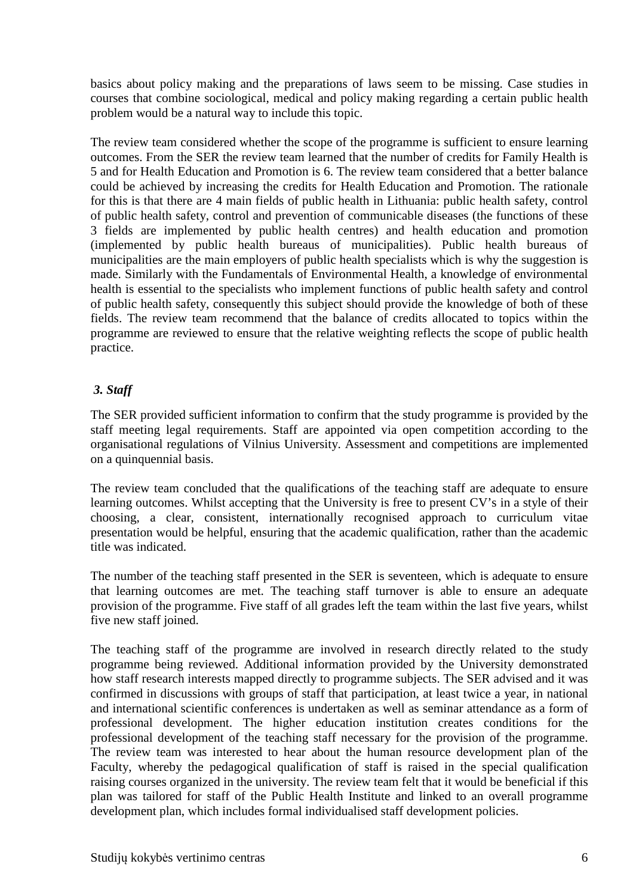basics about policy making and the preparations of laws seem to be missing. Case studies in courses that combine sociological, medical and policy making regarding a certain public health problem would be a natural way to include this topic.

The review team considered whether the scope of the programme is sufficient to ensure learning outcomes. From the SER the review team learned that the number of credits for Family Health is 5 and for Health Education and Promotion is 6. The review team considered that a better balance could be achieved by increasing the credits for Health Education and Promotion. The rationale for this is that there are 4 main fields of public health in Lithuania: public health safety, control of public health safety, control and prevention of communicable diseases (the functions of these 3 fields are implemented by public health centres) and health education and promotion (implemented by public health bureaus of municipalities). Public health bureaus of municipalities are the main employers of public health specialists which is why the suggestion is made. Similarly with the Fundamentals of Environmental Health, a knowledge of environmental health is essential to the specialists who implement functions of public health safety and control of public health safety, consequently this subject should provide the knowledge of both of these fields. The review team recommend that the balance of credits allocated to topics within the programme are reviewed to ensure that the relative weighting reflects the scope of public health practice.

### *3. Staff*

The SER provided sufficient information to confirm that the study programme is provided by the staff meeting legal requirements. Staff are appointed via open competition according to the organisational regulations of Vilnius University. Assessment and competitions are implemented on a quinquennial basis.

The review team concluded that the qualifications of the teaching staff are adequate to ensure learning outcomes. Whilst accepting that the University is free to present CV's in a style of their choosing, a clear, consistent, internationally recognised approach to curriculum vitae presentation would be helpful, ensuring that the academic qualification, rather than the academic title was indicated.

The number of the teaching staff presented in the SER is seventeen, which is adequate to ensure that learning outcomes are met. The teaching staff turnover is able to ensure an adequate provision of the programme. Five staff of all grades left the team within the last five years, whilst five new staff joined.

The teaching staff of the programme are involved in research directly related to the study programme being reviewed. Additional information provided by the University demonstrated how staff research interests mapped directly to programme subjects. The SER advised and it was confirmed in discussions with groups of staff that participation, at least twice a year, in national and international scientific conferences is undertaken as well as seminar attendance as a form of professional development. The higher education institution creates conditions for the professional development of the teaching staff necessary for the provision of the programme. The review team was interested to hear about the human resource development plan of the Faculty, whereby the pedagogical qualification of staff is raised in the special qualification raising courses organized in the university. The review team felt that it would be beneficial if this plan was tailored for staff of the Public Health Institute and linked to an overall programme development plan, which includes formal individualised staff development policies.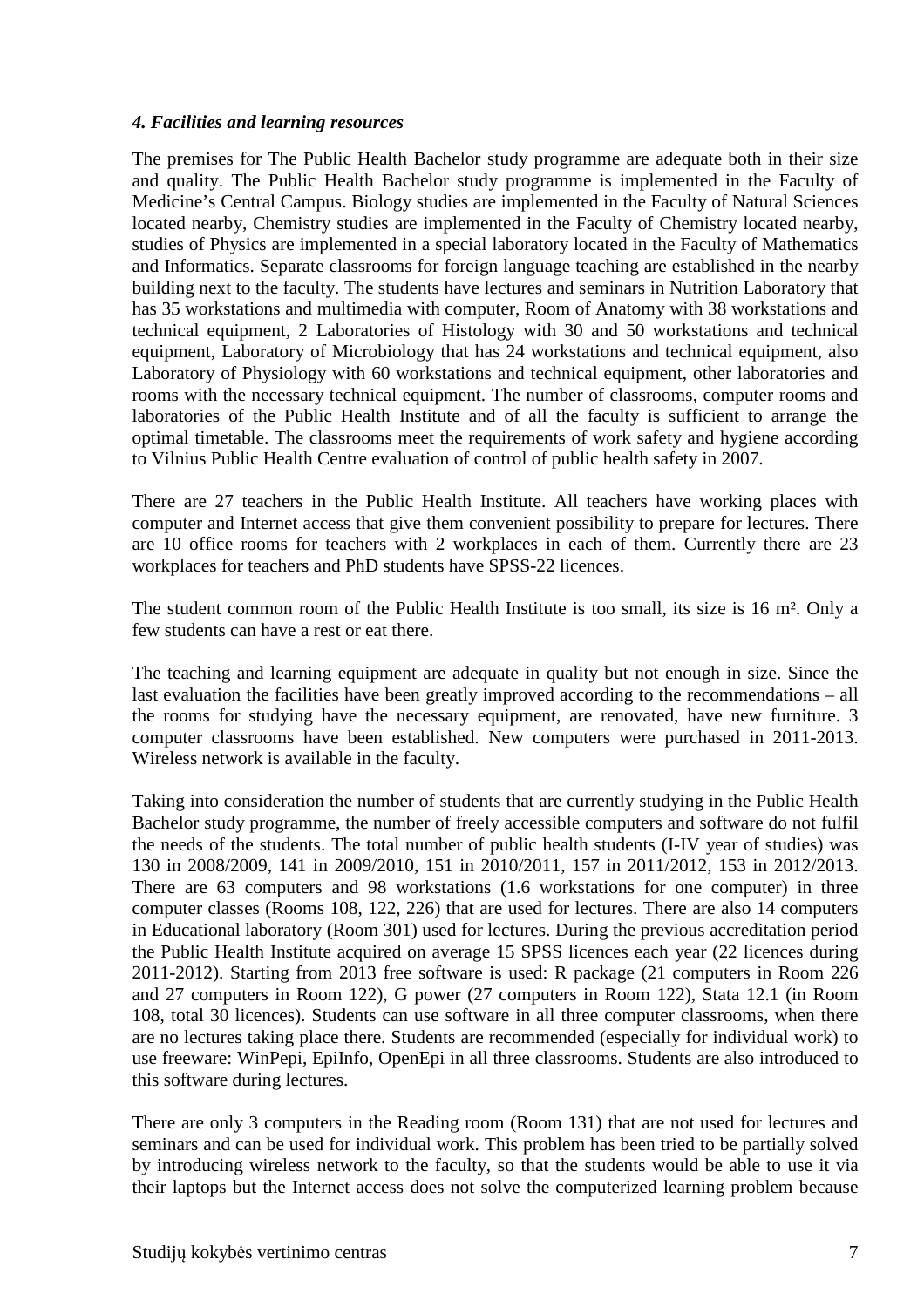#### *4. Facilities and learning resources*

The premises for The Public Health Bachelor study programme are adequate both in their size and quality. The Public Health Bachelor study programme is implemented in the Faculty of Medicine's Central Campus. Biology studies are implemented in the Faculty of Natural Sciences located nearby, Chemistry studies are implemented in the Faculty of Chemistry located nearby, studies of Physics are implemented in a special laboratory located in the Faculty of Mathematics and Informatics. Separate classrooms for foreign language teaching are established in the nearby building next to the faculty. The students have lectures and seminars in Nutrition Laboratory that has 35 workstations and multimedia with computer, Room of Anatomy with 38 workstations and technical equipment, 2 Laboratories of Histology with 30 and 50 workstations and technical equipment, Laboratory of Microbiology that has 24 workstations and technical equipment, also Laboratory of Physiology with 60 workstations and technical equipment, other laboratories and rooms with the necessary technical equipment. The number of classrooms, computer rooms and laboratories of the Public Health Institute and of all the faculty is sufficient to arrange the optimal timetable. The classrooms meet the requirements of work safety and hygiene according to Vilnius Public Health Centre evaluation of control of public health safety in 2007.

There are 27 teachers in the Public Health Institute. All teachers have working places with computer and Internet access that give them convenient possibility to prepare for lectures. There are 10 office rooms for teachers with 2 workplaces in each of them. Currently there are 23 workplaces for teachers and PhD students have SPSS-22 licences.

The student common room of the Public Health Institute is too small, its size is 16 m². Only a few students can have a rest or eat there.

The teaching and learning equipment are adequate in quality but not enough in size. Since the last evaluation the facilities have been greatly improved according to the recommendations – all the rooms for studying have the necessary equipment, are renovated, have new furniture. 3 computer classrooms have been established. New computers were purchased in 2011-2013. Wireless network is available in the faculty.

Taking into consideration the number of students that are currently studying in the Public Health Bachelor study programme, the number of freely accessible computers and software do not fulfil the needs of the students. The total number of public health students (I-IV year of studies) was 130 in 2008/2009, 141 in 2009/2010, 151 in 2010/2011, 157 in 2011/2012, 153 in 2012/2013. There are 63 computers and 98 workstations (1.6 workstations for one computer) in three computer classes (Rooms 108, 122, 226) that are used for lectures. There are also 14 computers in Educational laboratory (Room 301) used for lectures. During the previous accreditation period the Public Health Institute acquired on average 15 SPSS licences each year (22 licences during 2011-2012). Starting from 2013 free software is used: R package (21 computers in Room 226 and 27 computers in Room 122), G power (27 computers in Room 122), Stata 12.1 (in Room 108, total 30 licences). Students can use software in all three computer classrooms, when there are no lectures taking place there. Students are recommended (especially for individual work) to use freeware: WinPepi, EpiInfo, OpenEpi in all three classrooms. Students are also introduced to this software during lectures.

There are only 3 computers in the Reading room (Room 131) that are not used for lectures and seminars and can be used for individual work. This problem has been tried to be partially solved by introducing wireless network to the faculty, so that the students would be able to use it via their laptops but the Internet access does not solve the computerized learning problem because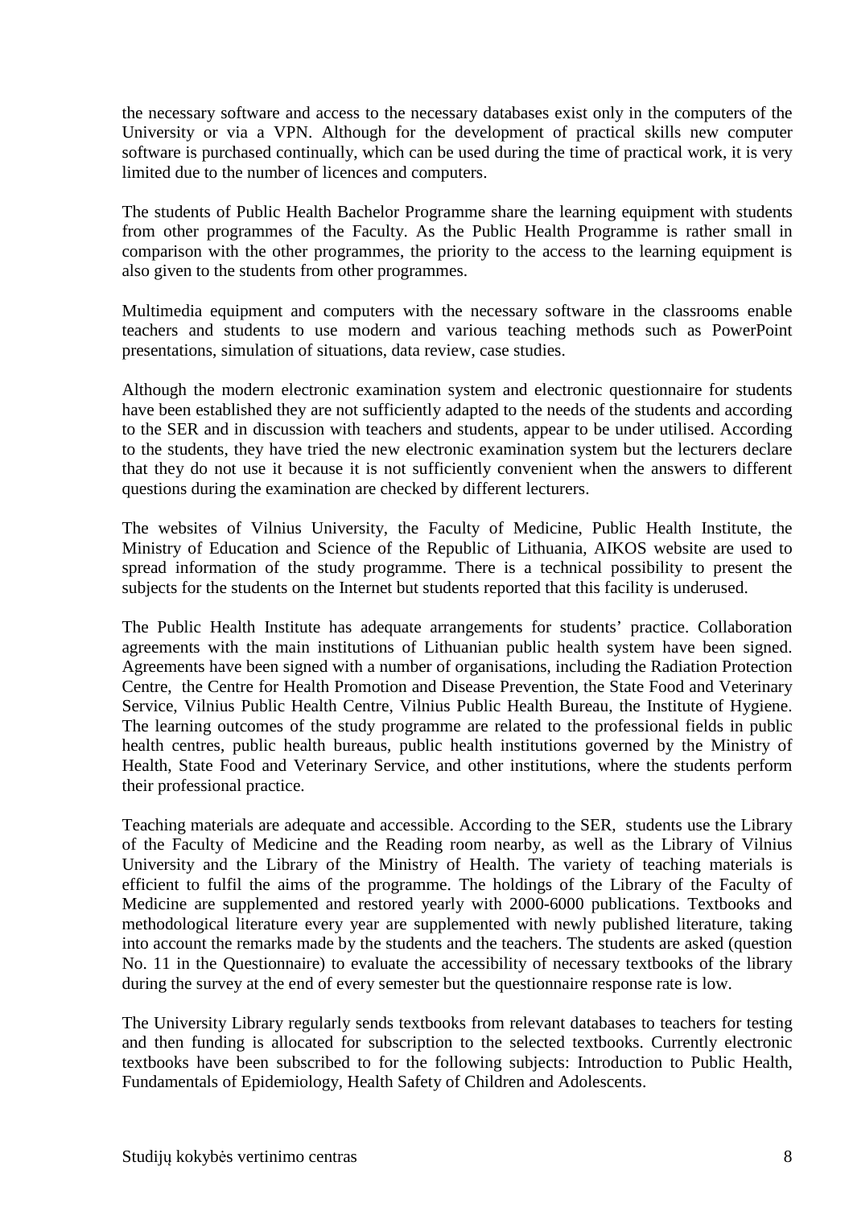the necessary software and access to the necessary databases exist only in the computers of the University or via a VPN. Although for the development of practical skills new computer software is purchased continually, which can be used during the time of practical work, it is very limited due to the number of licences and computers.

The students of Public Health Bachelor Programme share the learning equipment with students from other programmes of the Faculty. As the Public Health Programme is rather small in comparison with the other programmes, the priority to the access to the learning equipment is also given to the students from other programmes.

Multimedia equipment and computers with the necessary software in the classrooms enable teachers and students to use modern and various teaching methods such as PowerPoint presentations, simulation of situations, data review, case studies.

Although the modern electronic examination system and electronic questionnaire for students have been established they are not sufficiently adapted to the needs of the students and according to the SER and in discussion with teachers and students, appear to be under utilised. According to the students, they have tried the new electronic examination system but the lecturers declare that they do not use it because it is not sufficiently convenient when the answers to different questions during the examination are checked by different lecturers.

The websites of Vilnius University, the Faculty of Medicine, Public Health Institute, the Ministry of Education and Science of the Republic of Lithuania, AIKOS website are used to spread information of the study programme. There is a technical possibility to present the subjects for the students on the Internet but students reported that this facility is underused.

The Public Health Institute has adequate arrangements for students' practice. Collaboration agreements with the main institutions of Lithuanian public health system have been signed. Agreements have been signed with a number of organisations, including the Radiation Protection Centre, the Centre for Health Promotion and Disease Prevention, the State Food and Veterinary Service, Vilnius Public Health Centre, Vilnius Public Health Bureau, the Institute of Hygiene. The learning outcomes of the study programme are related to the professional fields in public health centres, public health bureaus, public health institutions governed by the Ministry of Health, State Food and Veterinary Service, and other institutions, where the students perform their professional practice.

Teaching materials are adequate and accessible. According to the SER, students use the Library of the Faculty of Medicine and the Reading room nearby, as well as the Library of Vilnius University and the Library of the Ministry of Health. The variety of teaching materials is efficient to fulfil the aims of the programme. The holdings of the Library of the Faculty of Medicine are supplemented and restored yearly with 2000-6000 publications. Textbooks and methodological literature every year are supplemented with newly published literature, taking into account the remarks made by the students and the teachers. The students are asked (question No. 11 in the Questionnaire) to evaluate the accessibility of necessary textbooks of the library during the survey at the end of every semester but the questionnaire response rate is low.

The University Library regularly sends textbooks from relevant databases to teachers for testing and then funding is allocated for subscription to the selected textbooks. Currently electronic textbooks have been subscribed to for the following subjects: Introduction to Public Health, Fundamentals of Epidemiology, Health Safety of Children and Adolescents.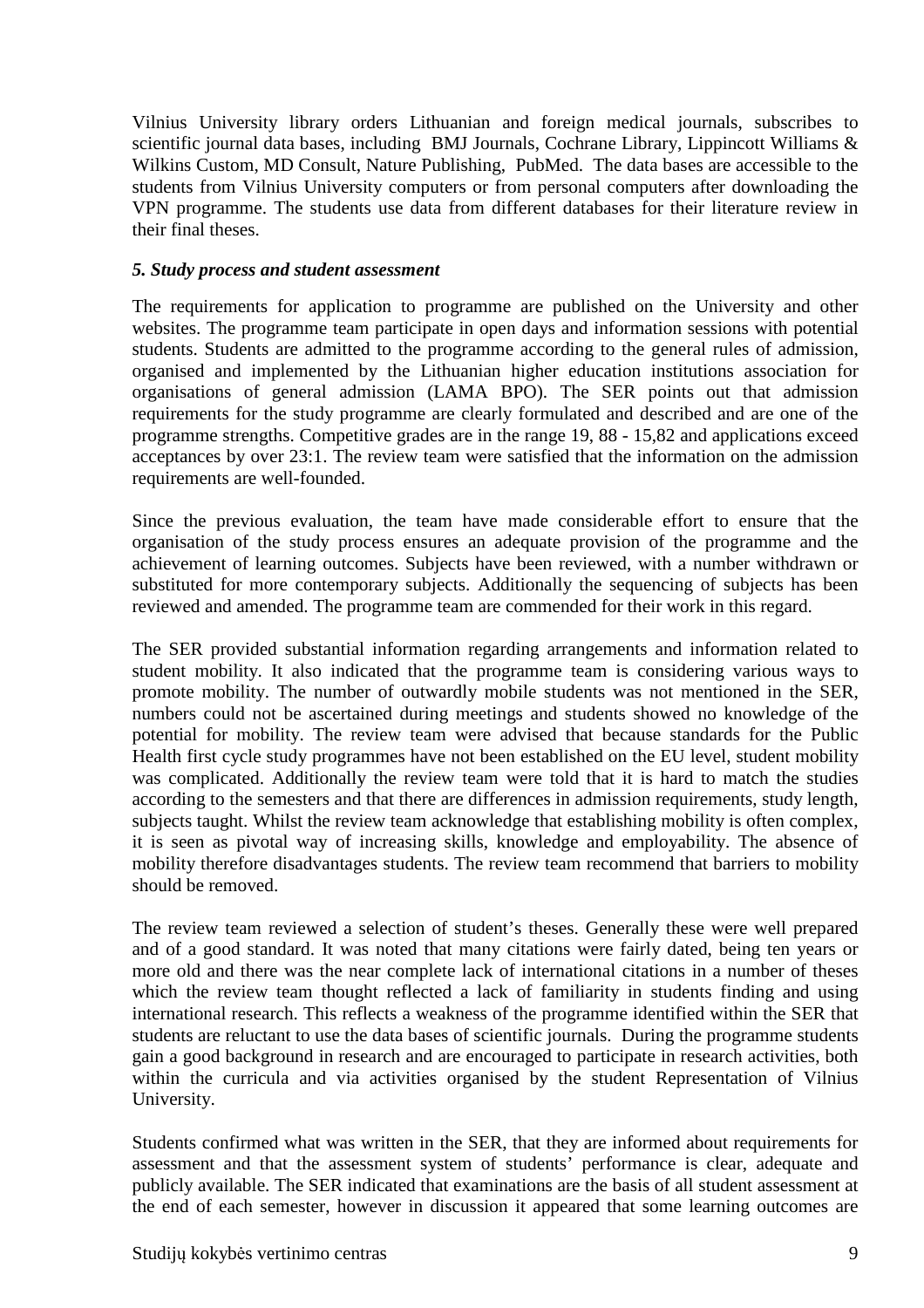Vilnius University library orders Lithuanian and foreign medical journals, subscribes to scientific journal data bases, including BMJ Journals, Cochrane Library, Lippincott Williams & Wilkins Custom, MD Consult, Nature Publishing, PubMed. The data bases are accessible to the students from Vilnius University computers or from personal computers after downloading the VPN programme. The students use data from different databases for their literature review in their final theses.

### *5. Study process and student assessment*

The requirements for application to programme are published on the University and other websites. The programme team participate in open days and information sessions with potential students. Students are admitted to the programme according to the general rules of admission, organised and implemented by the Lithuanian higher education institutions association for organisations of general admission (LAMA BPO). The SER points out that admission requirements for the study programme are clearly formulated and described and are one of the programme strengths. Competitive grades are in the range 19, 88 - 15,82 and applications exceed acceptances by over 23:1. The review team were satisfied that the information on the admission requirements are well-founded.

Since the previous evaluation, the team have made considerable effort to ensure that the organisation of the study process ensures an adequate provision of the programme and the achievement of learning outcomes. Subjects have been reviewed, with a number withdrawn or substituted for more contemporary subjects. Additionally the sequencing of subjects has been reviewed and amended. The programme team are commended for their work in this regard.

The SER provided substantial information regarding arrangements and information related to student mobility. It also indicated that the programme team is considering various ways to promote mobility. The number of outwardly mobile students was not mentioned in the SER, numbers could not be ascertained during meetings and students showed no knowledge of the potential for mobility. The review team were advised that because standards for the Public Health first cycle study programmes have not been established on the EU level, student mobility was complicated. Additionally the review team were told that it is hard to match the studies according to the semesters and that there are differences in admission requirements, study length, subjects taught. Whilst the review team acknowledge that establishing mobility is often complex, it is seen as pivotal way of increasing skills, knowledge and employability. The absence of mobility therefore disadvantages students. The review team recommend that barriers to mobility should be removed.

The review team reviewed a selection of student's theses. Generally these were well prepared and of a good standard. It was noted that many citations were fairly dated, being ten years or more old and there was the near complete lack of international citations in a number of theses which the review team thought reflected a lack of familiarity in students finding and using international research. This reflects a weakness of the programme identified within the SER that students are reluctant to use the data bases of scientific journals. During the programme students gain a good background in research and are encouraged to participate in research activities, both within the curricula and via activities organised by the student Representation of Vilnius University.

Students confirmed what was written in the SER, that they are informed about requirements for assessment and that the assessment system of students' performance is clear, adequate and publicly available. The SER indicated that examinations are the basis of all student assessment at the end of each semester, however in discussion it appeared that some learning outcomes are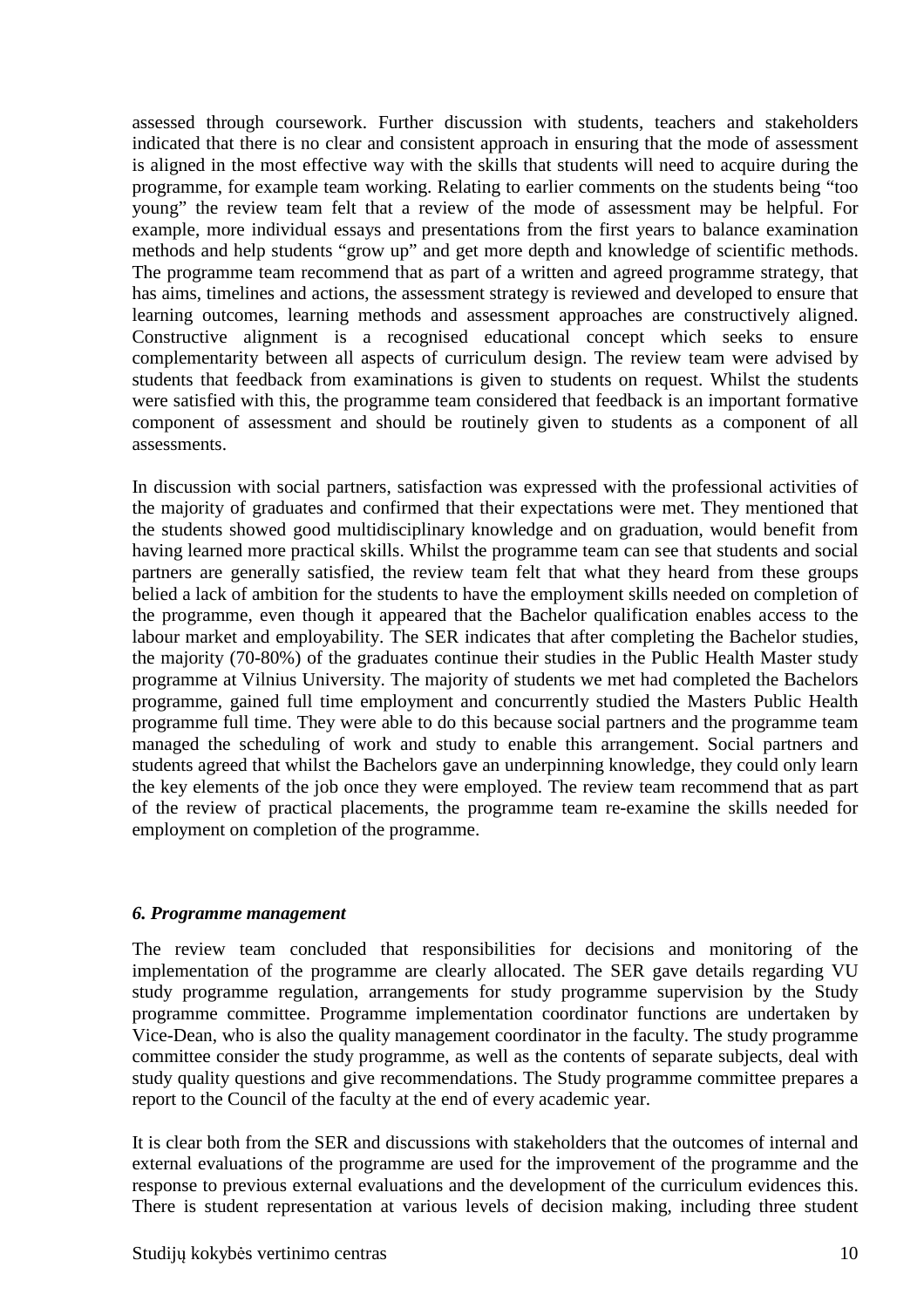assessed through coursework. Further discussion with students, teachers and stakeholders indicated that there is no clear and consistent approach in ensuring that the mode of assessment is aligned in the most effective way with the skills that students will need to acquire during the programme, for example team working. Relating to earlier comments on the students being "too young" the review team felt that a review of the mode of assessment may be helpful. For example, more individual essays and presentations from the first years to balance examination methods and help students "grow up" and get more depth and knowledge of scientific methods. The programme team recommend that as part of a written and agreed programme strategy, that has aims, timelines and actions, the assessment strategy is reviewed and developed to ensure that learning outcomes, learning methods and assessment approaches are constructively aligned. Constructive alignment is a recognised educational concept which seeks to ensure complementarity between all aspects of curriculum design. The review team were advised by students that feedback from examinations is given to students on request. Whilst the students were satisfied with this, the programme team considered that feedback is an important formative component of assessment and should be routinely given to students as a component of all assessments.

In discussion with social partners, satisfaction was expressed with the professional activities of the majority of graduates and confirmed that their expectations were met. They mentioned that the students showed good multidisciplinary knowledge and on graduation, would benefit from having learned more practical skills. Whilst the programme team can see that students and social partners are generally satisfied, the review team felt that what they heard from these groups belied a lack of ambition for the students to have the employment skills needed on completion of the programme, even though it appeared that the Bachelor qualification enables access to the labour market and employability. The SER indicates that after completing the Bachelor studies, the majority (70-80%) of the graduates continue their studies in the Public Health Master study programme at Vilnius University. The majority of students we met had completed the Bachelors programme, gained full time employment and concurrently studied the Masters Public Health programme full time. They were able to do this because social partners and the programme team managed the scheduling of work and study to enable this arrangement. Social partners and students agreed that whilst the Bachelors gave an underpinning knowledge, they could only learn the key elements of the job once they were employed. The review team recommend that as part of the review of practical placements, the programme team re-examine the skills needed for employment on completion of the programme.

***6. Programme management***

The review team concluded that responsibilities for decisions and monitoring of the implementation of the programme are clearly allocated. The SER gave details regarding VU study programme regulation, arrangements for study programme supervision by the Study programme committee. Programme implementation coordinator functions are undertaken by Vice-Dean, who is also the quality management coordinator in the faculty. The study programme committee consider the study programme, as well as the contents of separate subjects, deal with study quality questions and give recommendations. The Study programme committee prepares a report to the Council of the faculty at the end of every academic year.

It is clear both from the SER and discussions with stakeholders that the outcomes of internal and external evaluations of the programme are used for the improvement of the programme and the response to previous external evaluations and the development of the curriculum evidences this. There is student representation at various levels of decision making, including three student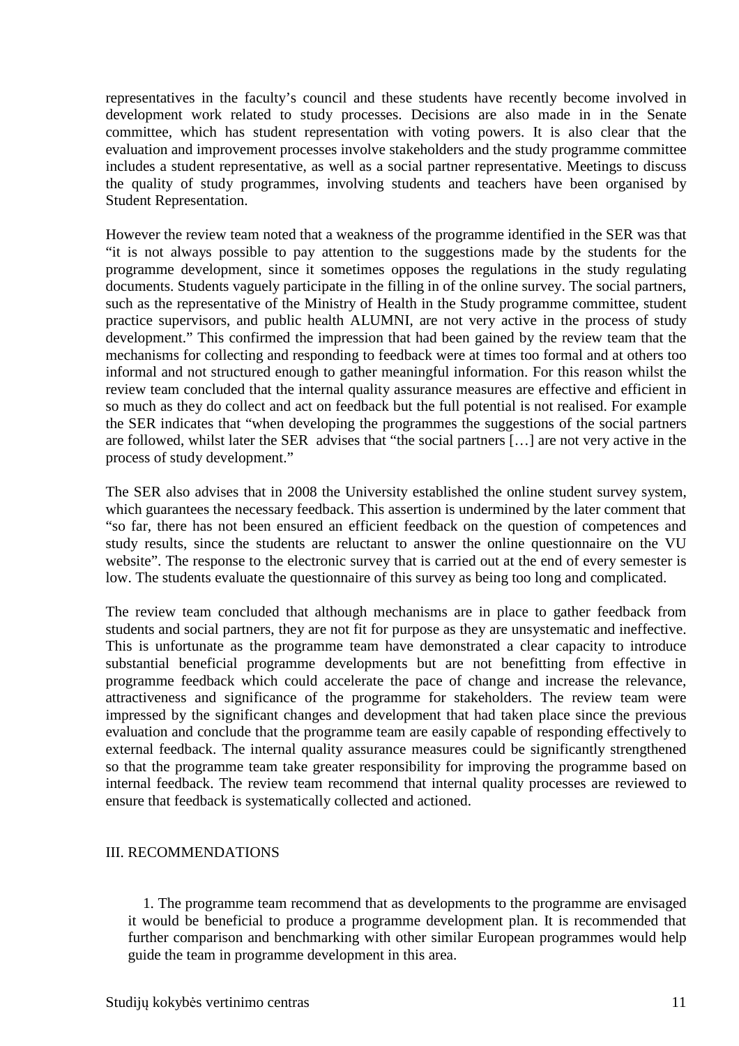representatives in the faculty's council and these students have recently become involved in development work related to study processes. Decisions are also made in in the Senate committee, which has student representation with voting powers. It is also clear that the evaluation and improvement processes involve stakeholders and the study programme committee includes a student representative, as well as a social partner representative. Meetings to discuss the quality of study programmes, involving students and teachers have been organised by Student Representation.

However the review team noted that a weakness of the programme identified in the SER was that "it is not always possible to pay attention to the suggestions made by the students for the programme development, since it sometimes opposes the regulations in the study regulating documents. Students vaguely participate in the filling in of the online survey. The social partners, such as the representative of the Ministry of Health in the Study programme committee, student practice supervisors, and public health ALUMNI, are not very active in the process of study development." This confirmed the impression that had been gained by the review team that the mechanisms for collecting and responding to feedback were at times too formal and at others too informal and not structured enough to gather meaningful information. For this reason whilst the review team concluded that the internal quality assurance measures are effective and efficient in so much as they do collect and act on feedback but the full potential is not realised. For example the SER indicates that "when developing the programmes the suggestions of the social partners are followed, whilst later the SER advises that "the social partners […] are not very active in the process of study development."

The SER also advises that in 2008 the University established the online student survey system, which guarantees the necessary feedback. This assertion is undermined by the later comment that "so far, there has not been ensured an efficient feedback on the question of competences and study results, since the students are reluctant to answer the online questionnaire on the VU website". The response to the electronic survey that is carried out at the end of every semester is low. The students evaluate the questionnaire of this survey as being too long and complicated.

The review team concluded that although mechanisms are in place to gather feedback from students and social partners, they are not fit for purpose as they are unsystematic and ineffective. This is unfortunate as the programme team have demonstrated a clear capacity to introduce substantial beneficial programme developments but are not benefitting from effective in programme feedback which could accelerate the pace of change and increase the relevance, attractiveness and significance of the programme for stakeholders. The review team were impressed by the significant changes and development that had taken place since the previous evaluation and conclude that the programme team are easily capable of responding effectively to external feedback. The internal quality assurance measures could be significantly strengthened so that the programme team take greater responsibility for improving the programme based on internal feedback. The review team recommend that internal quality processes are reviewed to ensure that feedback is systematically collected and actioned.

## III. RECOMMENDATIONS

1. The programme team recommend that as developments to the programme are envisaged it would be beneficial to produce a programme development plan. It is recommended that further comparison and benchmarking with other similar European programmes would help guide the team in programme development in this area.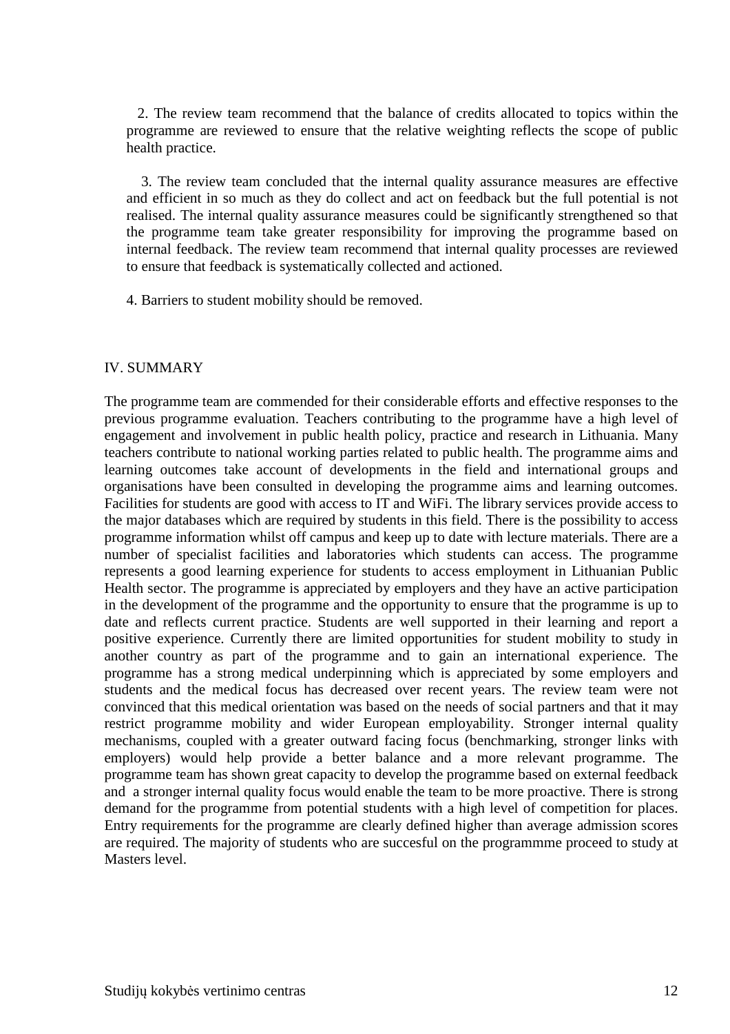2. The review team recommend that the balance of credits allocated to topics within the programme are reviewed to ensure that the relative weighting reflects the scope of public health practice.

3. The review team concluded that the internal quality assurance measures are effective and efficient in so much as they do collect and act on feedback but the full potential is not realised. The internal quality assurance measures could be significantly strengthened so that the programme team take greater responsibility for improving the programme based on internal feedback. The review team recommend that internal quality processes are reviewed to ensure that feedback is systematically collected and actioned.

4. Barriers to student mobility should be removed.

## IV. SUMMARY

The programme team are commended for their considerable efforts and effective responses to the previous programme evaluation. Teachers contributing to the programme have a high level of engagement and involvement in public health policy, practice and research in Lithuania. Many teachers contribute to national working parties related to public health. The programme aims and learning outcomes take account of developments in the field and international groups and organisations have been consulted in developing the programme aims and learning outcomes. Facilities for students are good with access to IT and WiFi. The library services provide access to the major databases which are required by students in this field. There is the possibility to access programme information whilst off campus and keep up to date with lecture materials. There are a number of specialist facilities and laboratories which students can access. The programme represents a good learning experience for students to access employment in Lithuanian Public Health sector. The programme is appreciated by employers and they have an active participation in the development of the programme and the opportunity to ensure that the programme is up to date and reflects current practice. Students are well supported in their learning and report a positive experience. Currently there are limited opportunities for student mobility to study in another country as part of the programme and to gain an international experience. The programme has a strong medical underpinning which is appreciated by some employers and students and the medical focus has decreased over recent years. The review team were not convinced that this medical orientation was based on the needs of social partners and that it may restrict programme mobility and wider European employability. Stronger internal quality mechanisms, coupled with a greater outward facing focus (benchmarking, stronger links with employers) would help provide a better balance and a more relevant programme. The programme team has shown great capacity to develop the programme based on external feedback and a stronger internal quality focus would enable the team to be more proactive. There is strong demand for the programme from potential students with a high level of competition for places. Entry requirements for the programme are clearly defined higher than average admission scores are required. The majority of students who are succesful on the programmme proceed to study at Masters level.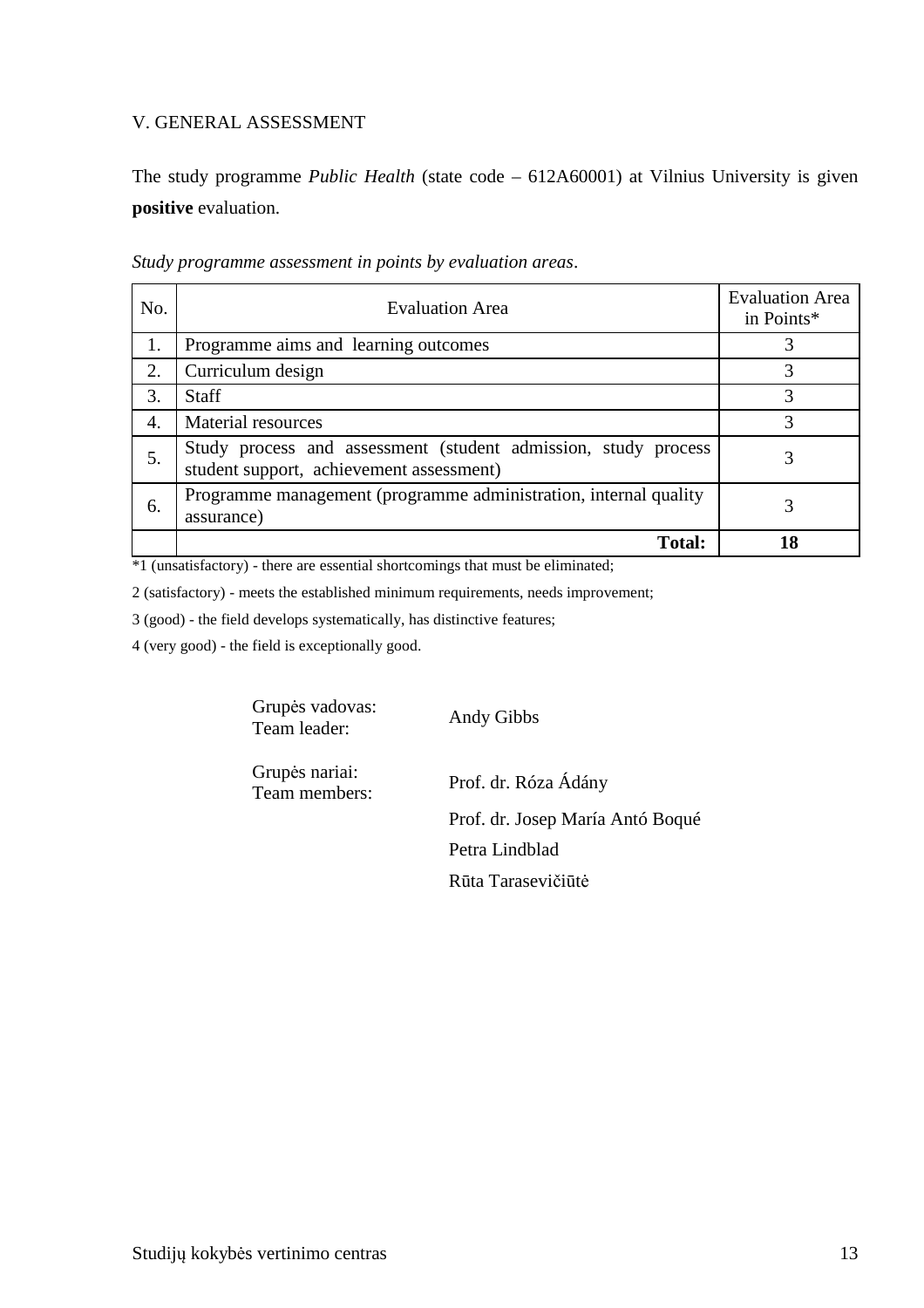## V. GENERAL ASSESSMENT

The study programme *Public Health* (state code – 612A60001) at Vilnius University is given **positive** evaluation.

*Study programme assessment in points by evaluation areas*.

| No. | Evaluation Area | Evaluation Area in Points* |
|---|---|---|
| 1. | Programme aims and learning outcomes | 3 |
| 2. | Curriculum design | 3 |
| 3. | Staff | 3 |
| 4. | Material resources | 3 |
| 5. | Study process and assessment (student admission, study process student support, achievement assessment) | 3 |
| 6. | Programme management (programme administration, internal quality assurance) | 3 |
| | **Total:** | **18** |

*1 (unsatisfactory) - there are essential shortcomings that must be eliminated;

2 (satisfactory) - meets the established minimum requirements, needs improvement;

3 (good) - the field develops systematically, has distinctive features;

4 (very good) - the field is exceptionally good.

| | |
|---|---|
| Grupės vadovas:<br>Team leader: | Andy Gibbs |
| Grupės nariai:<br>Team members: | Prof. dr. Róza Ádány |
| | Prof. dr. Josep María Antó Boqué |
| | Petra Lindblad |
| | Rūta Tarasevičiūtė |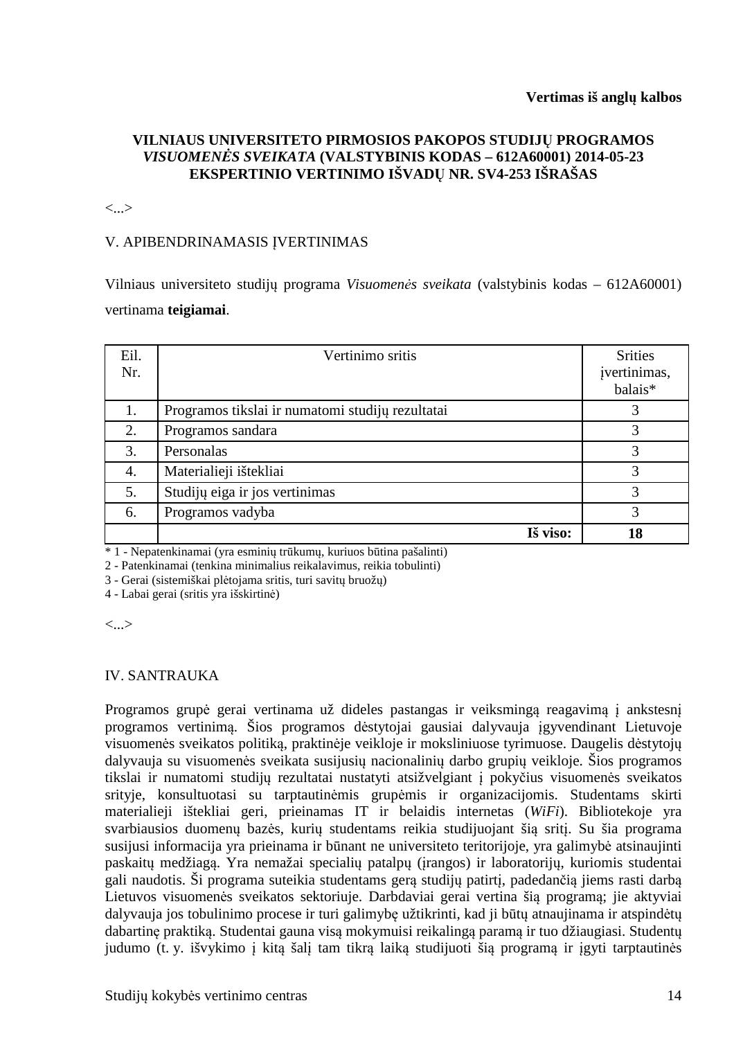**Vertimas iš anglų kalbos**

**VILNIAUS UNIVERSITETO PIRMOSIOS PAKOPOS STUDIJŲ PROGRAMOS *VISUOMENĖS SVEIKATA* (VALSTYBINIS KODAS – 612A60001) 2014-05-23 EKSPERTINIO VERTINIMO IŠVADŲ NR. SV4-253 IŠRAŠAS**

<...>

V. APIBENDRINAMASIS ĮVERTINIMAS

Vilniaus universiteto studijų programa *Visuomenės sveikata* (valstybinis kodas – 612A60001) vertinama **teigiamai**.

| Eil. Nr. | Vertinimo sritis | Srities įvertinimas, balais* |
|---|---|---|
| 1. | Programos tikslai ir numatomi studijų rezultatai | 3 |
| 2. | Programos sandara | 3 |
| 3. | Personalas | 3 |
| 4. | Materialieji ištekliai | 3 |
| 5. | Studijų eiga ir jos vertinimas | 3 |
| 6. | Programos vadyba | 3 |
| | **Iš viso:** | **18** |

\* 1 - Nepatenkinamai (yra esminių trūkumų, kuriuos būtina pašalinti)
2 - Patenkinamai (tenkina minimalius reikalavimus, reikia tobulinti)
3 - Gerai (sistemiškai plėtojama sritis, turi savitų bruožų)
4 - Labai gerai (sritis yra išskirtinė)

<...>

IV. SANTRAUKA

Programos grupė gerai vertinama už dideles pastangas ir veiksmingą reagavimą į ankstesnį programos vertinimą. Šios programos dėstytojai gausiai dalyvauja įgyvendinant Lietuvoje visuomenės sveikatos politiką, praktinėje veikloje ir moksliniuose tyrimuose. Daugelis dėstytojų dalyvauja su visuomenės sveikata susijusių nacionalinių darbo grupių veikloje. Šios programos tikslai ir numatomi studijų rezultatai nustatyti atsižvelgiant į pokyčius visuomenės sveikatos srityje, konsultuotasi su tarptautinėmis grupėmis ir organizacijomis. Studentams skirti materialieji ištekliai geri, prieinamas IT ir belaidis internetas (*WiFi*). Bibliotekoje yra svarbiausios duomenų bazės, kurių studentams reikia studijuojant šią sritį. Su šia programa susijusi informacija yra prieinama ir būnant ne universiteto teritorijoje, yra galimybė atsinaujinti paskaitų medžiagą. Yra nemažai specialių patalpų (įrangos) ir laboratorijų, kuriomis studentai gali naudotis. Ši programa suteikia studentams gerą studijų patirtį, padedančią jiems rasti darbą Lietuvos visuomenės sveikatos sektoriuje. Darbdaviai gerai vertina šią programą; jie aktyviai dalyvauja jos tobulinimo procese ir turi galimybę užtikrinti, kad ji būtų atnaujinama ir atspindėtų dabartinę praktiką. Studentai gauna visą mokymuisi reikalingą paramą ir tuo džiaugiasi. Studentų judumo (t. y. išvykimo į kitą šalį tam tikrą laiką studijuoti šią programą ir įgyti tarptautinės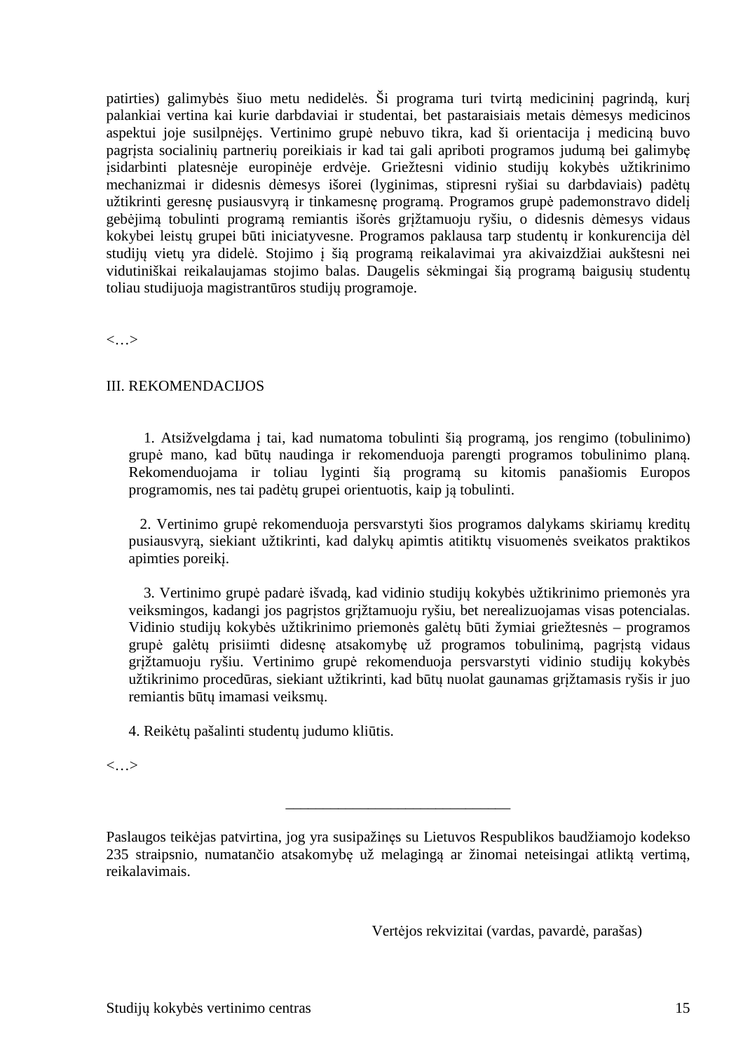patirties) galimybės šiuo metu nedidelės. Ši programa turi tvirtą medicininį pagrindą, kurį palankiai vertina kai kurie darbdaviai ir studentai, bet pastaraisiais metais dėmesys medicinos aspektui joje susilpnėjęs. Vertinimo grupė nebuvo tikra, kad ši orientacija į mediciną buvo pagrįsta socialinių partnerių poreikiais ir kad tai gali apriboti programos judumą bei galimybę įsidarbinti platesnėje europinėje erdvėje. Griežtesni vidinio studijų kokybės užtikrinimo mechanizmai ir didesnis dėmesys išorei (lyginimas, stipresni ryšiai su darbdaviais) padėtų užtikrinti geresnę pusiausvyrą ir tinkamesnę programą. Programos grupė pademonstravo didelį gebėjimą tobulinti programą remiantis išorės grįžtamuoju ryšiu, o didesnis dėmesys vidaus kokybei leistų grupei būti iniciatyvesne. Programos paklausa tarp studentų ir konkurencija dėl studijų vietų yra didelė. Stojimo į šią programą reikalavimai yra akivaizdžiai aukštesni nei vidutiniškai reikalaujamas stojimo balas. Daugelis sėkmingai šią programą baigusių studentų toliau studijuoja magistrantūros studijų programoje.

<…>

## III. REKOMENDACIJOS

1. Atsižvelgdama į tai, kad numatoma tobulinti šią programą, jos rengimo (tobulinimo) grupė mano, kad būtų naudinga ir rekomenduoja parengti programos tobulinimo planą. Rekomenduojama ir toliau lyginti šią programą su kitomis panašiomis Europos programomis, nes tai padėtų grupei orientuotis, kaip ją tobulinti.

2. Vertinimo grupė rekomenduoja persvarstyti šios programos dalykams skiriamų kreditų pusiausvyrą, siekiant užtikrinti, kad dalykų apimtis atitiktų visuomenės sveikatos praktikos apimties poreikį.

3. Vertinimo grupė padarė išvadą, kad vidinio studijų kokybės užtikrinimo priemonės yra veiksmingos, kadangi jos pagrįstos grįžtamuoju ryšiu, bet nerealizuojamas visas potencialas. Vidinio studijų kokybės užtikrinimo priemonės galėtų būti žymiai griežtesnės – programos grupė galėtų prisiimti didesnę atsakomybę už programos tobulinimą, pagrįstą vidaus grįžtamuoju ryšiu. Vertinimo grupė rekomenduoja persvarstyti vidinio studijų kokybės užtikrinimo procedūras, siekiant užtikrinti, kad būtų nuolat gaunamas grįžtamasis ryšis ir juo remiantis būtų imamasi veiksmų.

4. Reikėtų pašalinti studentų judumo kliūtis.

<…>

______________________________

Paslaugos teikėjas patvirtina, jog yra susipažinęs su Lietuvos Respublikos baudžiamojo kodekso 235 straipsnio, numatančio atsakomybę už melagingą ar žinomai neteisingai atliktą vertimą, reikalavimais.

Vertėjos rekvizitai (vardas, pavardė, parašas)